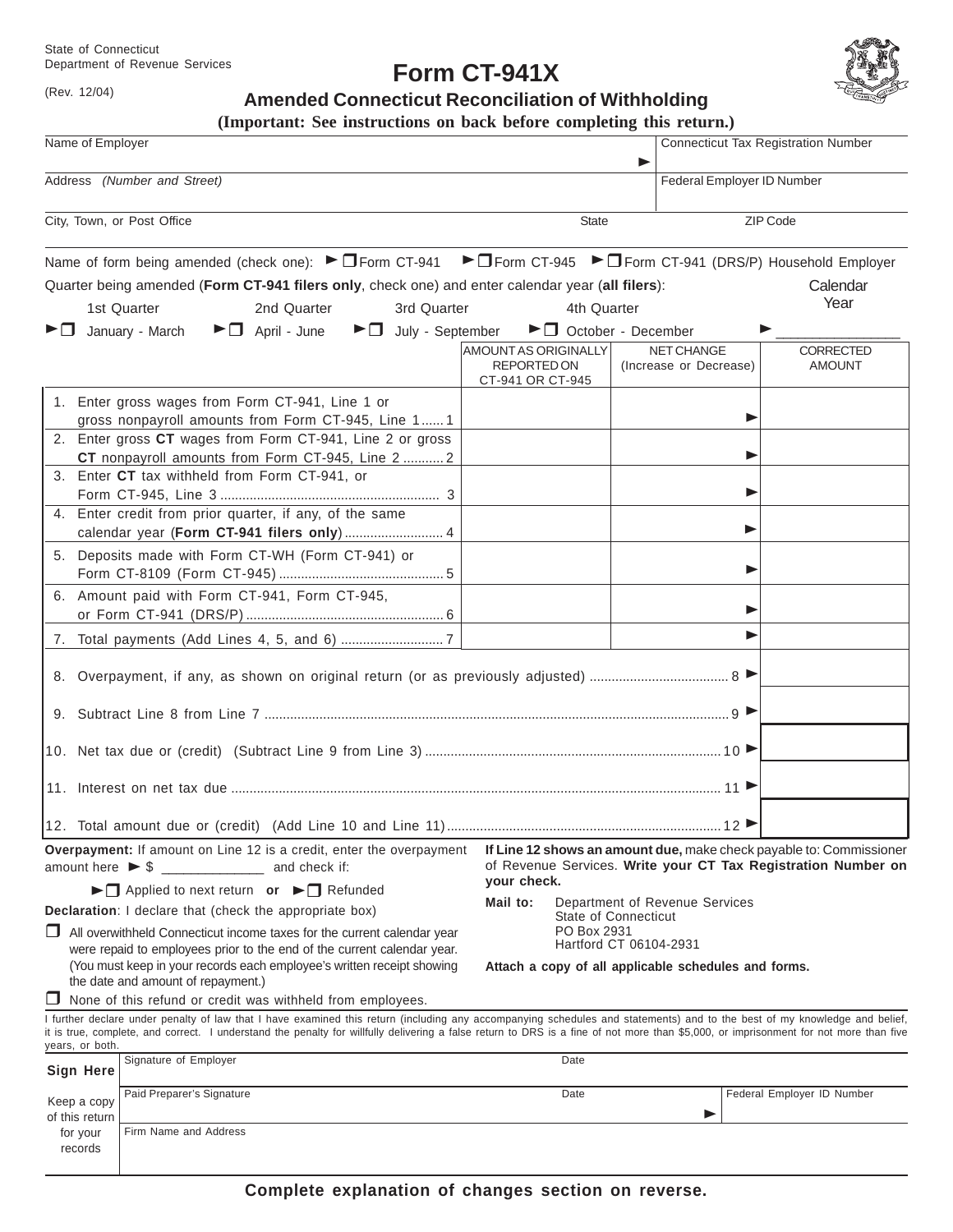State of Connecticut
Department of Revenue Services

(Rev. 12/04)

# Form CT-941X

## Amended Connecticut Reconciliation of Withholding

**(Important: See instructions on back before completing this return.)**

| Name of Employer | Connecticut Tax Registration Number |
|---|---|
| Address *(Number and Street)* | Federal Employer ID Number |
| City, Town, or Post Office / State | ZIP Code |

Name of form being amended (check one): ► ☐ Form CT-941 ► ☐ Form CT-945 ► ☐ Form CT-941 (DRS/P) Household Employer

Quarter being amended (**Form CT-941 filers only**, check one) and enter calendar year (**all filers**):

| 1st Quarter | 2nd Quarter | 3rd Quarter | 4th Quarter | Calendar Year |
|---|---|---|---|---|
| ► ☐ January - March | ► ☐ April - June | ► ☐ July - September | ► ☐ October - December | ► ________ |

| | AMOUNT AS ORIGINALLY REPORTED ON CT-941 OR CT-945 | NET CHANGE (Increase or Decrease) | CORRECTED AMOUNT |
|---|---|---|---|
| 1. Enter gross wages from Form CT-941, Line 1 or gross nonpayroll amounts from Form CT-945, Line 1 ...... 1 | | ► | |
| 2. Enter gross **CT** wages from Form CT-941, Line 2 or gross **CT** nonpayroll amounts from Form CT-945, Line 2 ........... 2 | | ► | |
| 3. Enter **CT** tax withheld from Form CT-941, or Form CT-945, Line 3 ........... 3 | | ► | |
| 4. Enter credit from prior quarter, if any, of the same calendar year (**Form CT-941 filers only**) ........... 4 | | ► | |
| 5. Deposits made with Form CT-WH (Form CT-941) or Form CT-8109 (Form CT-945) ........... 5 | | ► | |
| 6. Amount paid with Form CT-941, Form CT-945, or Form CT-941 (DRS/P) ........... 6 | | ► | |
| 7. Total payments (Add Lines 4, 5, and 6) ........... 7 | | ► | |
| 8. Overpayment, if any, as shown on original return (or as previously adjusted) ........... 8 ► | | | |
| 9. Subtract Line 8 from Line 7 ........... 9 ► | | | |
| 10. Net tax due or (credit) (Subtract Line 9 from Line 3) ........... 10 ► | | | |
| 11. Interest on net tax due ........... 11 ► | | | |
| 12. Total amount due or (credit) (Add Line 10 and Line 11) ........... 12 ► | | | |

**Overpayment:** If amount on Line 12 is a credit, enter the overpayment amount here ► $ _____________ and check if:

► ☐ Applied to next return **or** ► ☐ Refunded

**Declaration**: I declare that (check the appropriate box)

☐ All overwithheld Connecticut income taxes for the current calendar year were repaid to employees prior to the end of the current calendar year. (You must keep in your records each employee's written receipt showing the date and amount of repayment.)

☐ None of this refund or credit was withheld from employees.

**If Line 12 shows an amount due,** make check payable to: Commissioner of Revenue Services. **Write your CT Tax Registration Number on your check.**

**Mail to:** Department of Revenue Services
State of Connecticut
PO Box 2931
Hartford CT 06104-2931

**Attach a copy of all applicable schedules and forms.**

I further declare under penalty of law that I have examined this return (including any accompanying schedules and statements) and to the best of my knowledge and belief, it is true, complete, and correct. I understand the penalty for willfully delivering a false return to DRS is a fine of not more than $5,000, or imprisonment for not more than five years, or both.

| **Sign Here** | Signature of Employer | Date | |
|---|---|---|---|
| Keep a copy of this return for your records | Paid Preparer's Signature | Date ► | Federal Employer ID Number |
| | Firm Name and Address | | |

**Complete explanation of changes section on reverse.**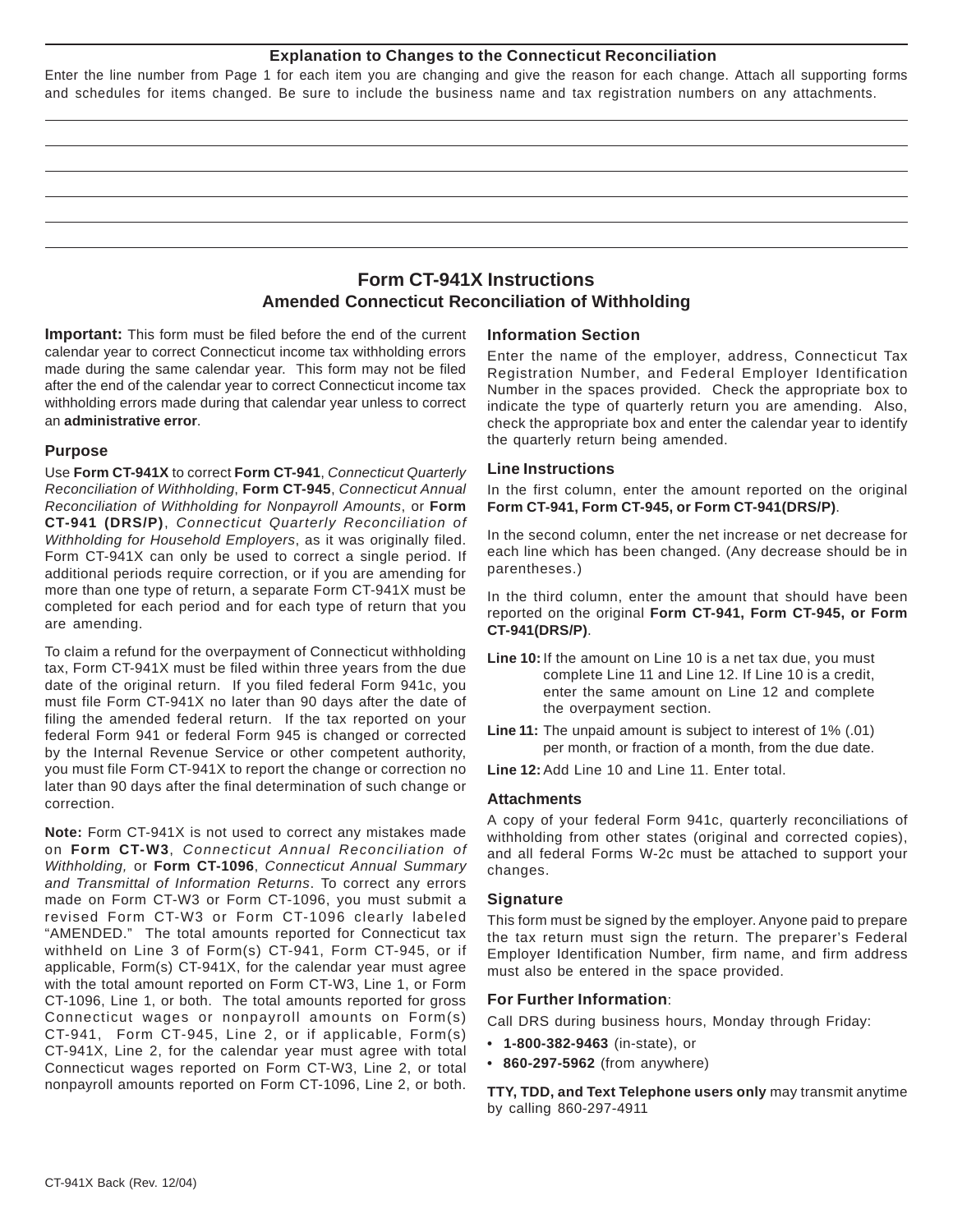## Explanation to Changes to the Connecticut Reconciliation

Enter the line number from Page 1 for each item you are changing and give the reason for each change. Attach all supporting forms and schedules for items changed. Be sure to include the business name and tax registration numbers on any attachments.

# Form CT-941X Instructions
## Amended Connecticut Reconciliation of Withholding

**Important:** This form must be filed before the end of the current calendar year to correct Connecticut income tax withholding errors made during the same calendar year. This form may not be filed after the end of the calendar year to correct Connecticut income tax withholding errors made during that calendar year unless to correct an **administrative error**.

### Purpose

Use **Form CT-941X** to correct **Form CT-941**, *Connecticut Quarterly Reconciliation of Withholding*, **Form CT-945**, *Connecticut Annual Reconciliation of Withholding for Nonpayroll Amounts*, or **Form CT-941 (DRS/P)**, *Connecticut Quarterly Reconciliation of Withholding for Household Employers*, as it was originally filed. Form CT-941X can only be used to correct a single period. If additional periods require correction, or if you are amending for more than one type of return, a separate Form CT-941X must be completed for each period and for each type of return that you are amending.

To claim a refund for the overpayment of Connecticut withholding tax, Form CT-941X must be filed within three years from the due date of the original return. If you filed federal Form 941c, you must file Form CT-941X no later than 90 days after the date of filing the amended federal return. If the tax reported on your federal Form 941 or federal Form 945 is changed or corrected by the Internal Revenue Service or other competent authority, you must file Form CT-941X to report the change or correction no later than 90 days after the final determination of such change or correction.

**Note:** Form CT-941X is not used to correct any mistakes made on **Form CT-W3**, *Connecticut Annual Reconciliation of Withholding,* or **Form CT-1096**, *Connecticut Annual Summary and Transmittal of Information Returns*. To correct any errors made on Form CT-W3 or Form CT-1096, you must submit a revised Form CT-W3 or Form CT-1096 clearly labeled "AMENDED." The total amounts reported for Connecticut tax withheld on Line 3 of Form(s) CT-941, Form CT-945, or if applicable, Form(s) CT-941X, for the calendar year must agree with the total amount reported on Form CT-W3, Line 1, or Form CT-1096, Line 1, or both. The total amounts reported for gross Connecticut wages or nonpayroll amounts on Form(s) CT-941, Form CT-945, Line 2, or if applicable, Form(s) CT-941X, Line 2, for the calendar year must agree with total Connecticut wages reported on Form CT-W3, Line 2, or total nonpayroll amounts reported on Form CT-1096, Line 2, or both.

### Information Section

Enter the name of the employer, address, Connecticut Tax Registration Number, and Federal Employer Identification Number in the spaces provided. Check the appropriate box to indicate the type of quarterly return you are amending. Also, check the appropriate box and enter the calendar year to identify the quarterly return being amended.

### Line Instructions

In the first column, enter the amount reported on the original **Form CT-941, Form CT-945, or Form CT-941(DRS/P)**.

In the second column, enter the net increase or net decrease for each line which has been changed. (Any decrease should be in parentheses.)

In the third column, enter the amount that should have been reported on the original **Form CT-941, Form CT-945, or Form CT-941(DRS/P)**.

**Line 10:** If the amount on Line 10 is a net tax due, you must complete Line 11 and Line 12. If Line 10 is a credit, enter the same amount on Line 12 and complete the overpayment section.

**Line 11:** The unpaid amount is subject to interest of 1% (.01) per month, or fraction of a month, from the due date.

**Line 12:** Add Line 10 and Line 11. Enter total.

### Attachments

A copy of your federal Form 941c, quarterly reconciliations of withholding from other states (original and corrected copies), and all federal Forms W-2c must be attached to support your changes.

### Signature

This form must be signed by the employer. Anyone paid to prepare the tax return must sign the return. The preparer's Federal Employer Identification Number, firm name, and firm address must also be entered in the space provided.

### For Further Information:

Call DRS during business hours, Monday through Friday:

- **1-800-382-9463** (in-state), or
- **860-297-5962** (from anywhere)

**TTY, TDD, and Text Telephone users only** may transmit anytime by calling 860-297-4911

CT-941X Back (Rev. 12/04)